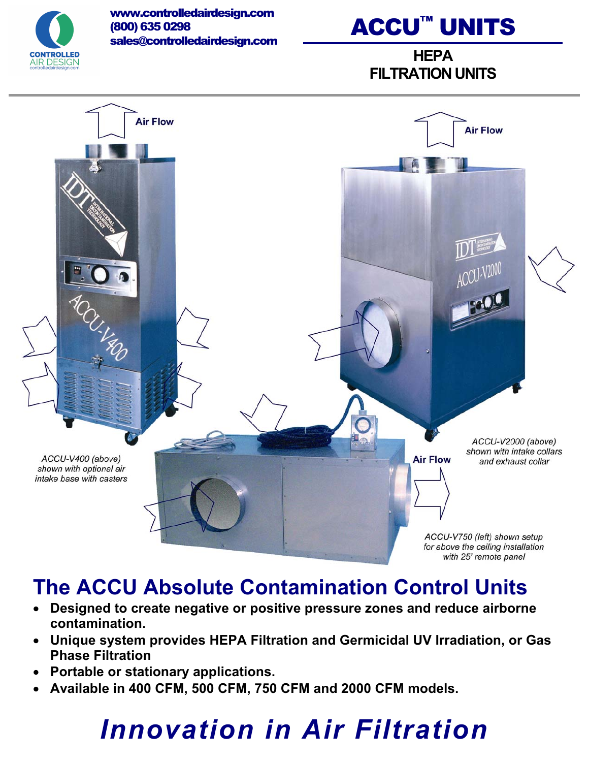www.controlledairdesign.com
(800) 635 0298
sales@controlledairdesign.com

# ACCU™ UNITS

## HEPA FILTRATION UNITS

*ACCU-V400 (above) shown with optional air intake base with casters*

*ACCU-V2000 (above) shown with intake collars and exhaust collar*

*ACCU-V750 (left) shown setup for above the ceiling installation with 25' remote panel*

## The ACCU Absolute Contamination Control Units

- **Designed to create negative or positive pressure zones and reduce airborne contamination.**
- **Unique system provides HEPA Filtration and Germicidal UV Irradiation, or Gas Phase Filtration**
- **Portable or stationary applications.**
- **Available in 400 CFM, 500 CFM, 750 CFM and 2000 CFM models.**

# *Innovation in Air Filtration*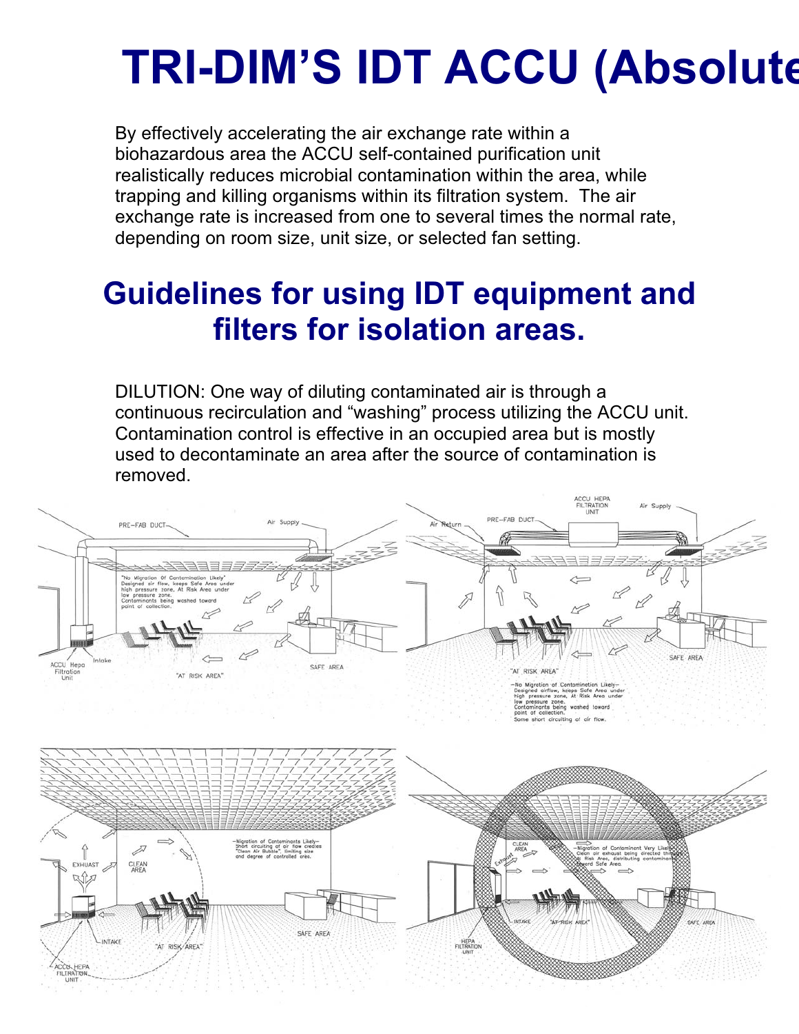# TRI-DIM'S IDT ACCU (Absolute

By effectively accelerating the air exchange rate within a biohazardous area the ACCU self-contained purification unit realistically reduces microbial contamination within the area, while trapping and killing organisms within its filtration system. The air exchange rate is increased from one to several times the normal rate, depending on room size, unit size, or selected fan setting.

## Guidelines for using IDT equipment and filters for isolation areas.

DILUTION: One way of diluting contaminated air is through a continuous recirculation and "washing" process utilizing the ACCU unit. Contamination control is effective in an occupied area but is mostly used to decontaminate an area after the source of contamination is removed.

PRE-FAB DUCT

Air Supply

"No Migration Of Contamination Likely" Designed air flow, keeps Safe Area under high pressure zone, At Risk Area under low pressure zone. Contaminants being washed toward point of collection.

ACCU Hepa Filtration Unit

Intake

"AT RISK AREA"

SAFE AREA

ACCU HEPA FILTRATION UNIT

Air Supply

Air Return

PRE-FAB DUCT

"AT RISK AREA"

SAFE AREA

–No Migration of Contamination Likely– Designed airflow, keeps Safe Area under high pressure zone, At Risk Area under low pressure zone. Contaminants being washed toward point of collection. Some short circuiting of air flow.

EXHAUST

CLEAN AREA

–Migration of Contaminants Likely– Short circuiting of air flow creates "Clean Air Bubble", limiting size and degree of controlled area.

INTAKE

"AT RISK AREA"

SAFE AREA

ACCU HEPA FILTRATION UNIT

CLEAN AREA

Exhaust

–Migration of Contaminent Very Likely– Clean air exhaust being directed through At Risk Area, distributing contaminants toward Safe Area.

INTAKE

"AT RISK AREA"

SAFE AREA

HEPA FILTRATION UNIT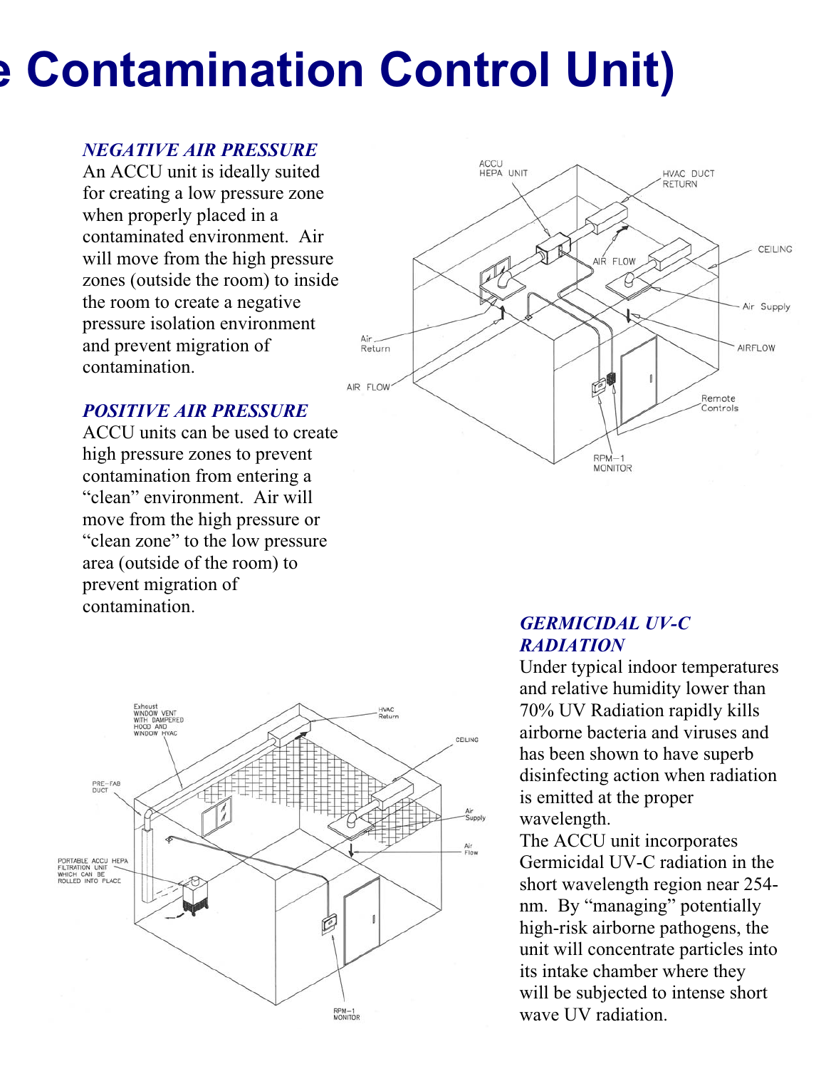# e Contamination Control Unit)

### *NEGATIVE AIR PRESSURE*

An ACCU unit is ideally suited for creating a low pressure zone when properly placed in a contaminated environment. Air will move from the high pressure zones (outside the room) to inside the room to create a negative pressure isolation environment and prevent migration of contamination.

### *POSITIVE AIR PRESSURE*

ACCU units can be used to create high pressure zones to prevent contamination from entering a "clean" environment. Air will move from the high pressure or "clean zone" to the low pressure area (outside of the room) to prevent migration of contamination.

### *GERMICIDAL UV-C RADIATION*

Under typical indoor temperatures and relative humidity lower than 70% UV Radiation rapidly kills airborne bacteria and viruses and has been shown to have superb disinfecting action when radiation is emitted at the proper wavelength.

The ACCU unit incorporates Germicidal UV-C radiation in the short wavelength region near 254-nm. By "managing" potentially high-risk airborne pathogens, the unit will concentrate particles into its intake chamber where they will be subjected to intense short wave UV radiation.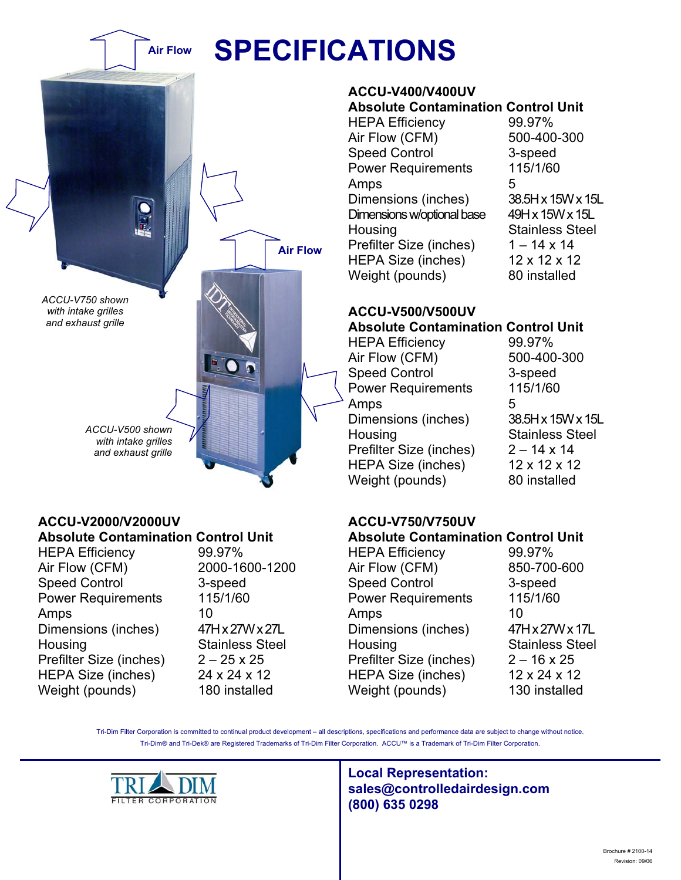# SPECIFICATIONS

Air Flow

Air Flow

*ACCU-V750 shown with intake grilles and exhaust grille*

*ACCU-V500 shown with intake grilles and exhaust grille*

### ACCU-V400/V400UV
**Absolute Contamination Control Unit**

| | |
|---|---|
| HEPA Efficiency | 99.97% |
| Air Flow (CFM) | 500-400-300 |
| Speed Control | 3-speed |
| Power Requirements | 115/1/60 |
| Amps | 5 |
| Dimensions (inches) | 38.5H x 15W x 15L |
| Dimensions w/optional base | 49H x 15W x 15L |
| Housing | Stainless Steel |
| Prefilter Size (inches) | 1 – 14 x 14 |
| HEPA Size (inches) | 12 x 12 x 12 |
| Weight (pounds) | 80 installed |

### ACCU-V500/V500UV
**Absolute Contamination Control Unit**

| | |
|---|---|
| HEPA Efficiency | 99.97% |
| Air Flow (CFM) | 500-400-300 |
| Speed Control | 3-speed |
| Power Requirements | 115/1/60 |
| Amps | 5 |
| Dimensions (inches) | 38.5H x 15W x 15L |
| Housing | Stainless Steel |
| Prefilter Size (inches) | 2 – 14 x 14 |
| HEPA Size (inches) | 12 x 12 x 12 |
| Weight (pounds) | 80 installed |

### ACCU-V2000/V2000UV
**Absolute Contamination Control Unit**

| | |
|---|---|
| HEPA Efficiency | 99.97% |
| Air Flow (CFM) | 2000-1600-1200 |
| Speed Control | 3-speed |
| Power Requirements | 115/1/60 |
| Amps | 10 |
| Dimensions (inches) | 47H x 27W x 27L |
| Housing | Stainless Steel |
| Prefilter Size (inches) | 2 – 25 x 25 |
| HEPA Size (inches) | 24 x 24 x 12 |
| Weight (pounds) | 180 installed |

### ACCU-V750/V750UV
**Absolute Contamination Control Unit**

| | |
|---|---|
| HEPA Efficiency | 99.97% |
| Air Flow (CFM) | 850-700-600 |
| Speed Control | 3-speed |
| Power Requirements | 115/1/60 |
| Amps | 10 |
| Dimensions (inches) | 47H x 27W x 17L |
| Housing | Stainless Steel |
| Prefilter Size (inches) | 2 – 16 x 25 |
| HEPA Size (inches) | 12 x 24 x 12 |
| Weight (pounds) | 130 installed |

Tri-Dim Filter Corporation is committed to continual product development – all descriptions, specifications and performance data are subject to change without notice.
Tri-Dim® and Tri-Dek® are Registered Trademarks of Tri-Dim Filter Corporation. ACCU™ is a Trademark of Tri-Dim Filter Corporation.

TRI DIM FILTER CORPORATION

**Local Representation:**
**sales@controlledairdesign.com**
**(800) 635 0298**

Brochure # 2100-14
Revision: 09/06